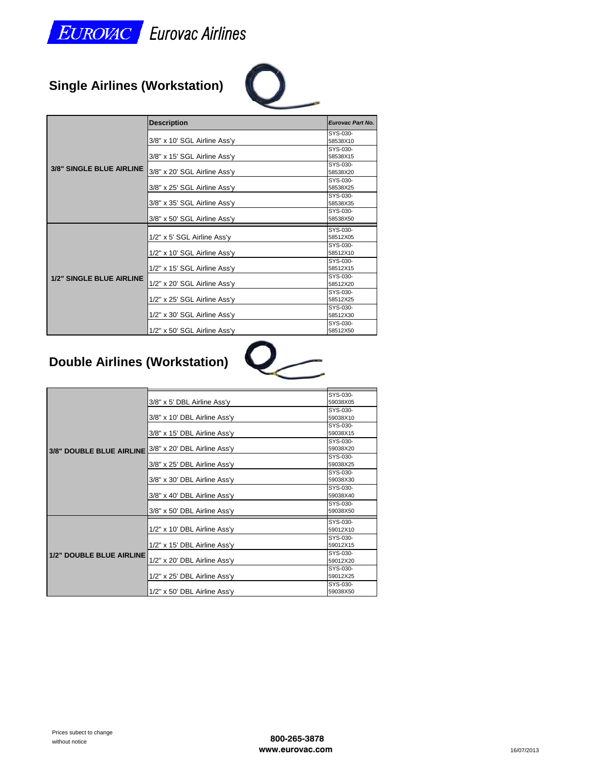# EUROVAC Eurovac Airlines

## Single Airlines (Workstation)

| | Description | Eurovac Part No. |
|---|---|---|
| 3/8" SINGLE BLUE AIRLINE | 3/8" x 10' SGL Airline Ass'y | SYS-030-58538X10 |
| | 3/8" x 15' SGL Airline Ass'y | SYS-030-58538X15 |
| | 3/8" x 20' SGL Airline Ass'y | SYS-030-58538X20 |
| | 3/8" x 25' SGL Airline Ass'y | SYS-030-58538X25 |
| | 3/8" x 35' SGL Airline Ass'y | SYS-030-58538X35 |
| | 3/8" x 50' SGL Airline Ass'y | SYS-030-58538X50 |
| 1/2" SINGLE BLUE AIRLINE | 1/2" x 5' SGL Airline Ass'y | SYS-030-58512X05 |
| | 1/2" x 10' SGL Airline Ass'y | SYS-030-58512X10 |
| | 1/2" x 15' SGL Airline Ass'y | SYS-030-58512X15 |
| | 1/2" x 20' SGL Airline Ass'y | SYS-030-58512X20 |
| | 1/2" x 25' SGL Airline Ass'y | SYS-030-58512X25 |
| | 1/2" x 30' SGL Airline Ass'y | SYS-030-58512X30 |
| | 1/2" x 50' SGL Airline Ass'y | SYS-030-58512X50 |

## Double Airlines (Workstation)

| | Description | Eurovac Part No. |
|---|---|---|
| 3/8" DOUBLE BLUE AIRLINE | 3/8" x 5' DBL Airline Ass'y | SYS-030-59038X05 |
| | 3/8" x 10' DBL Airline Ass'y | SYS-030-59038X10 |
| | 3/8" x 15' DBL Airline Ass'y | SYS-030-59038X15 |
| | 3/8" x 20' DBL Airline Ass'y | SYS-030-59038X20 |
| | 3/8" x 25' DBL Airline Ass'y | SYS-030-59038X25 |
| | 3/8" x 30' DBL Airline Ass'y | SYS-030-59038X30 |
| | 3/8" x 40' DBL Airline Ass'y | SYS-030-59038X40 |
| | 3/8" x 50' DBL Airline Ass'y | SYS-030-59038X50 |
| 1/2" DOUBLE BLUE AIRLINE | 1/2" x 10' DBL Airline Ass'y | SYS-030-59012X10 |
| | 1/2" x 15' DBL Airline Ass'y | SYS-030-59012X15 |
| | 1/2" x 20' DBL Airline Ass'y | SYS-030-59012X20 |
| | 1/2" x 25' DBL Airline Ass'y | SYS-030-59012X25 |
| | 1/2" x 50' DBL Airline Ass'y | SYS-030-59038X50 |

Prices subect to change without notice

**800-265-3878**
**www.eurovac.com**

16/07/2013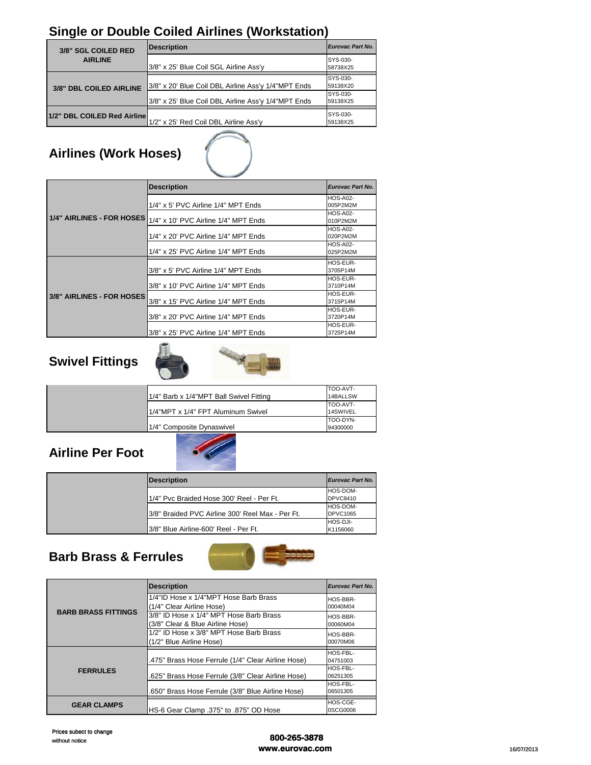## Single or Double Coiled Airlines (Workstation)

| 3/8" SGL COILED RED AIRLINE | Description | Eurovac Part No. |
|---|---|---|
| | 3/8" x 25' Blue Coil SGL Airline Ass'y | SYS-030-58738X25 |
| 3/8" DBL COILED AIRLINE | 3/8" x 20' Blue Coil DBL Airline Ass'y 1/4"MPT Ends | SYS-030-59138X20 |
| | 3/8" x 25' Blue Coil DBL Airline Ass'y 1/4"MPT Ends | SYS-030-59138X25 |
| 1/2" DBL COILED Red Airline | 1/2" x 25' Red Coil DBL Airline Ass'y | SYS-030-59138X25 |

## Airlines (Work Hoses)

| | Description | Eurovac Part No. |
|---|---|---|
| 1/4" AIRLINES - FOR HOSES | 1/4" x 5' PVC Airline 1/4" MPT Ends | HOS-A02-005P2M2M |
| | 1/4" x 10' PVC Airline 1/4" MPT Ends | HOS-A02-010P2M2M |
| | 1/4" x 20' PVC Airline 1/4" MPT Ends | HOS-A02-020P2M2M |
| | 1/4" x 25' PVC Airline 1/4" MPT Ends | HOS-A02-025P2M2M |
| 3/8" AIRLINES - FOR HOSES | 3/8" x 5' PVC Airline 1/4" MPT Ends | HOS-EUR-3705P14M |
| | 3/8" x 10' PVC Airline 1/4" MPT Ends | HOS-EUR-3710P14M |
| | 3/8" x 15' PVC Airline 1/4" MPT Ends | HOS-EUR-3715P14M |
| | 3/8" x 20' PVC Airline 1/4" MPT Ends | HOS-EUR-3720P14M |
| | 3/8" x 25' PVC Airline 1/4" MPT Ends | HOS-EUR-3725P14M |

## Swivel Fittings

| | | |
|---|---|---|
| | 1/4" Barb x 1/4"MPT Ball Swivel Fitting | TOO-AVT-14BALLSW |
| | 1/4"MPT x 1/4" FPT Aluminum Swivel | TOO-AVT-14SWIVEL |
| | 1/4" Composite Dynaswivel | TOO-DYN-94300000 |

## Airline Per Foot

| | Description | Eurovac Part No. |
|---|---|---|
| | 1/4" Pvc Braided Hose 300' Reel - Per Ft. | HOS-DOM-DPVC8410 |
| | 3/8" Braided PVC Airline 300' Reel Max - Per Ft. | HOS-DOM-DPVC1065 |
| | 3/8" Blue Airline-600' Reel - Per Ft. | HOS-DJI-K1156060 |

## Barb Brass & Ferrules

| | Description | Eurovac Part No. |
|---|---|---|
| BARB BRASS FITTINGS | 1/4"ID Hose x 1/4"MPT Hose Barb Brass (1/4" Clear Airline Hose) | HOS-BBR-00040M04 |
| | 3/8" ID Hose x 1/4" MPT Hose Barb Brass (3/8" Clear & Blue Airline Hose) | HOS-BBR-00060M04 |
| | 1/2" ID Hose x 3/8" MPT Hose Barb Brass (1/2" Blue Airline Hose) | HOS-BBR-00070M06 |
| FERRULES | .475" Brass Hose Ferrule (1/4" Clear Airline Hose) | HOS-FBL-04751003 |
| | .625" Brass Hose Ferrule (3/8" Clear Airline Hose) | HOS-FBL-06251305 |
| | .650" Brass Hose Ferrule (3/8" Blue Airline Hose) | HOS-FBL-06501305 |
| GEAR CLAMPS | HS-6 Gear Clamp .375" to .875" OD Hose | HOS-CGE-0SCG0006 |

Prices subect to change without notice

**800-265-3878**
**www.eurovac.com**

16/07/2013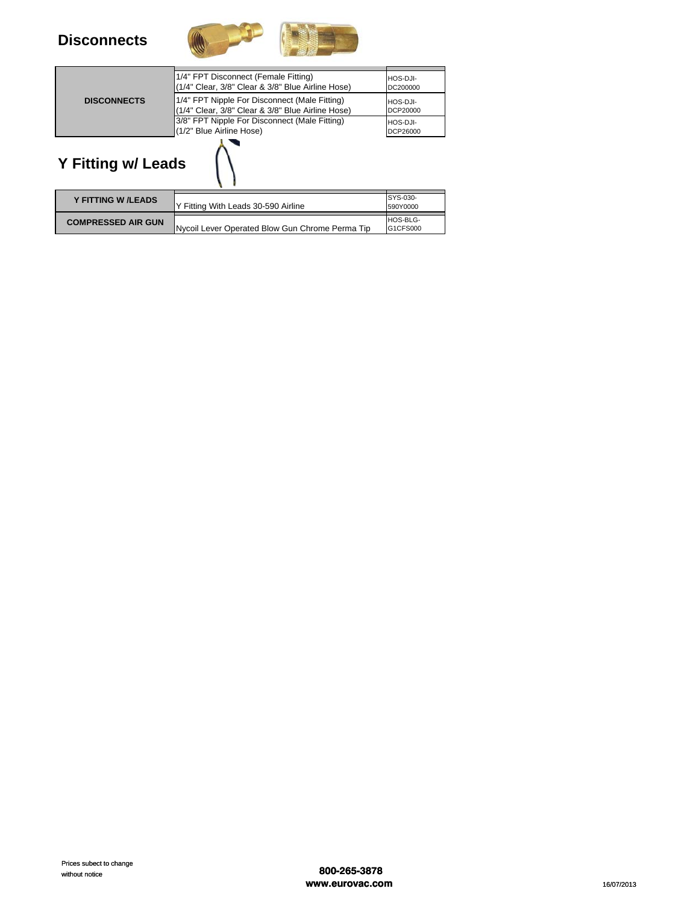## Disconnects

| | | |
|---|---|---|
| **DISCONNECTS** | 1/4" FPT Disconnect (Female Fitting) (1/4" Clear, 3/8" Clear & 3/8" Blue Airline Hose) | HOS-DJI-DC200000 |
| | 1/4" FPT Nipple For Disconnect (Male Fitting) (1/4" Clear, 3/8" Clear & 3/8" Blue Airline Hose) | HOS-DJI-DCP20000 |
| | 3/8" FPT Nipple For Disconnect (Male Fitting) (1/2" Blue Airline Hose) | HOS-DJI-DCP26000 |

## Y Fitting w/ Leads

| | | |
|---|---|---|
| **Y FITTING W /LEADS** | Y Fitting With Leads 30-590 Airline | SYS-030-590Y0000 |
| **COMPRESSED AIR GUN** | Nycoil Lever Operated Blow Gun Chrome Perma Tip | HOS-BLG-G1CFS000 |

Prices subect to change without notice

**800-265-3878**
**www.eurovac.com**

16/07/2013